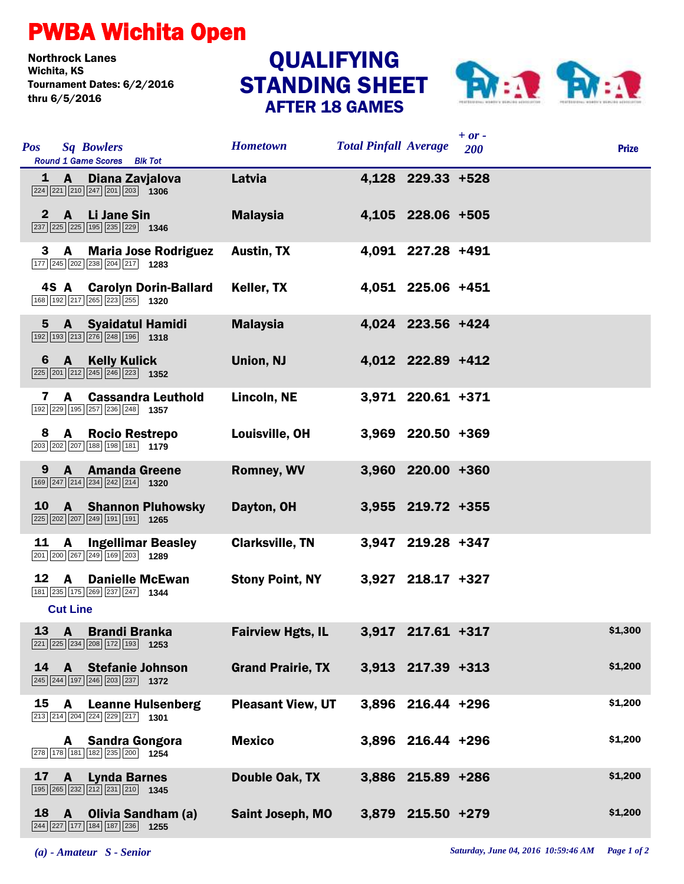# PWBA Wichita Open

Northrock Lanes
Wichita, KS
Tournament Dates: 6/2/2016
thru 6/5/2016

## QUALIFYING STANDING SHEET
### AFTER 18 GAMES

| Pos | Sq | Bowlers | Round 1 Game Scores | Blk Tot | Hometown | Total Pinfall | Average | + or - 200 | Prize |
|---|---|---|---|---|---|---|---|---|---|
| 1 | A | Diana Zavjalova | 224 221 210 247 201 203 | 1306 | Latvia | 4,128 | 229.33 | +528 | |
| 2 | A | Li Jane Sin | 237 225 225 195 235 229 | 1346 | Malaysia | 4,105 | 228.06 | +505 | |
| 3 | A | Maria Jose Rodriguez | 177 245 202 238 204 217 | 1283 | Austin, TX | 4,091 | 227.28 | +491 | |
| 4S | A | Carolyn Dorin-Ballard | 168 192 217 265 223 255 | 1320 | Keller, TX | 4,051 | 225.06 | +451 | |
| 5 | A | Syaidatul Hamidi | 192 193 213 276 248 196 | 1318 | Malaysia | 4,024 | 223.56 | +424 | |
| 6 | A | Kelly Kulick | 225 201 212 245 246 223 | 1352 | Union, NJ | 4,012 | 222.89 | +412 | |
| 7 | A | Cassandra Leuthold | 192 229 195 257 236 248 | 1357 | Lincoln, NE | 3,971 | 220.61 | +371 | |
| 8 | A | Rocio Restrepo | 203 202 207 188 198 181 | 1179 | Louisville, OH | 3,969 | 220.50 | +369 | |
| 9 | A | Amanda Greene | 169 247 214 234 242 214 | 1320 | Romney, WV | 3,960 | 220.00 | +360 | |
| 10 | A | Shannon Pluhowsky | 225 202 207 249 191 191 | 1265 | Dayton, OH | 3,955 | 219.72 | +355 | |
| 11 | A | Ingellimar Beasley | 201 200 267 249 169 203 | 1289 | Clarksville, TN | 3,947 | 219.28 | +347 | |
| 12 | A | Danielle McEwan | 181 235 175 269 237 247 | 1344 | Stony Point, NY | 3,927 | 218.17 | +327 | |
| **Cut Line** | | | | | | | | | |
| 13 | A | Brandi Branka | 221 225 234 208 172 193 | 1253 | Fairview Hgts, IL | 3,917 | 217.61 | +317 | $1,300 |
| 14 | A | Stefanie Johnson | 245 244 197 246 203 237 | 1372 | Grand Prairie, TX | 3,913 | 217.39 | +313 | $1,200 |
| 15 | A | Leanne Hulsenberg | 213 214 204 224 229 217 | 1301 | Pleasant View, UT | 3,896 | 216.44 | +296 | $1,200 |
| | A | Sandra Gongora | 278 178 181 182 235 200 | 1254 | Mexico | 3,896 | 216.44 | +296 | $1,200 |
| 17 | A | Lynda Barnes | 195 265 232 212 231 210 | 1345 | Double Oak, TX | 3,886 | 215.89 | +286 | $1,200 |
| 18 | A | Olivia Sandham (a) | 244 227 177 184 187 236 | 1255 | Saint Joseph, MO | 3,879 | 215.50 | +279 | $1,200 |

*(a) - Amateur S - Senior*

*Saturday, June 04, 2016 10:59:46 AM*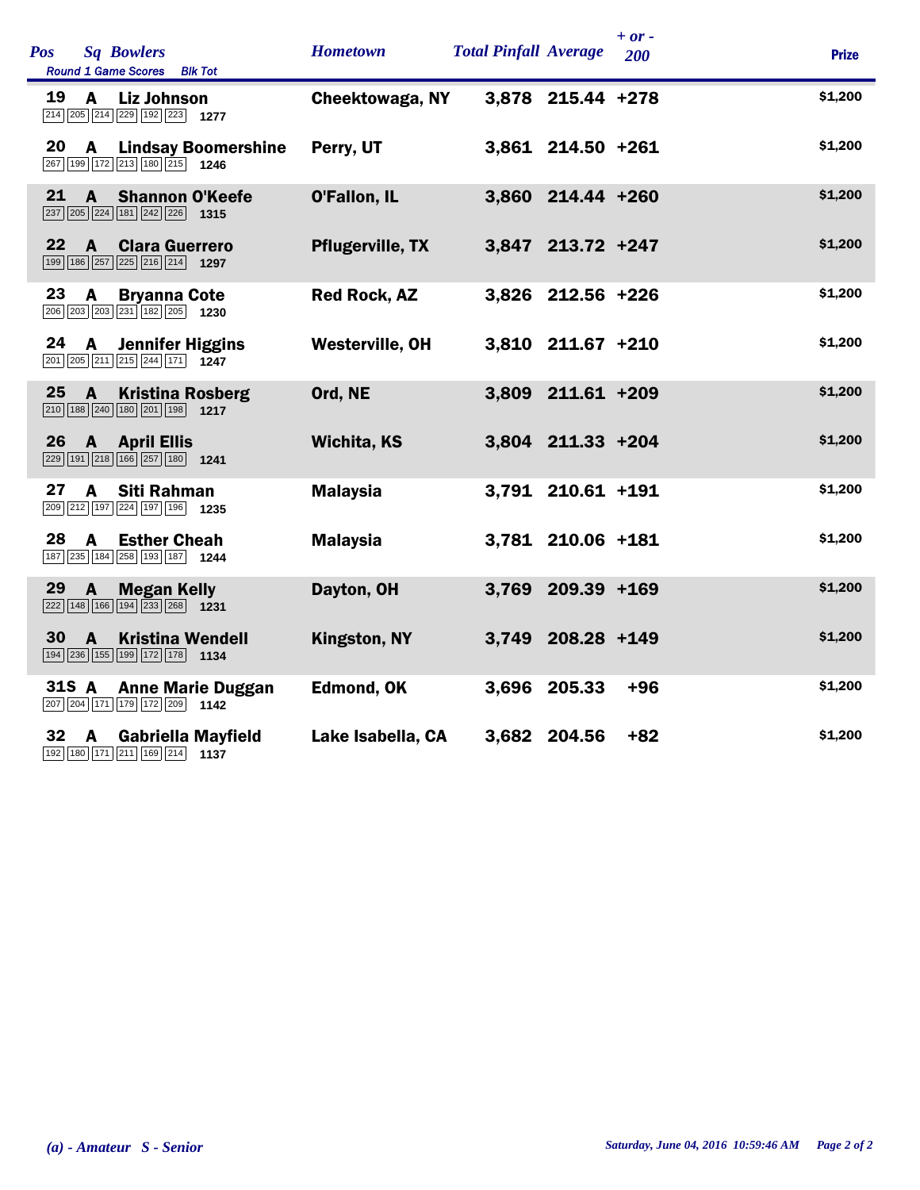| Pos | Sq | Bowlers<br>Round 1 Game Scores / Blk Tot | Hometown | Total Pinfall | Average | + or - 200 | Prize |
|---|---|---|---|---|---|---|---|
| 19 | A | Liz Johnson<br>214 205 214 229 192 223 1277 | Cheektowaga, NY | 3,878 | 215.44 | +278 | $1,200 |
| 20 | A | Lindsay Boomershine<br>267 199 172 213 180 215 1246 | Perry, UT | 3,861 | 214.50 | +261 | $1,200 |
| 21 | A | Shannon O'Keefe<br>237 205 224 181 242 226 1315 | O'Fallon, IL | 3,860 | 214.44 | +260 | $1,200 |
| 22 | A | Clara Guerrero<br>199 186 257 225 216 214 1297 | Pflugerville, TX | 3,847 | 213.72 | +247 | $1,200 |
| 23 | A | Bryanna Cote<br>206 203 203 231 182 205 1230 | Red Rock, AZ | 3,826 | 212.56 | +226 | $1,200 |
| 24 | A | Jennifer Higgins<br>201 205 211 215 244 171 1247 | Westerville, OH | 3,810 | 211.67 | +210 | $1,200 |
| 25 | A | Kristina Rosberg<br>210 188 240 180 201 198 1217 | Ord, NE | 3,809 | 211.61 | +209 | $1,200 |
| 26 | A | April Ellis<br>229 191 218 166 257 180 1241 | Wichita, KS | 3,804 | 211.33 | +204 | $1,200 |
| 27 | A | Siti Rahman<br>209 212 197 224 197 196 1235 | Malaysia | 3,791 | 210.61 | +191 | $1,200 |
| 28 | A | Esther Cheah<br>187 235 184 258 193 187 1244 | Malaysia | 3,781 | 210.06 | +181 | $1,200 |
| 29 | A | Megan Kelly<br>222 148 166 194 233 268 1231 | Dayton, OH | 3,769 | 209.39 | +169 | $1,200 |
| 30 | A | Kristina Wendell<br>194 236 155 199 172 178 1134 | Kingston, NY | 3,749 | 208.28 | +149 | $1,200 |
| 31S | A | Anne Marie Duggan<br>207 204 171 179 172 209 1142 | Edmond, OK | 3,696 | 205.33 | +96 | $1,200 |
| 32 | A | Gabriella Mayfield<br>192 180 171 211 169 214 1137 | Lake Isabella, CA | 3,682 | 204.56 | +82 | $1,200 |

*(a) - Amateur S - Senior*

*Saturday, June 04, 2016 10:59:46 AM*